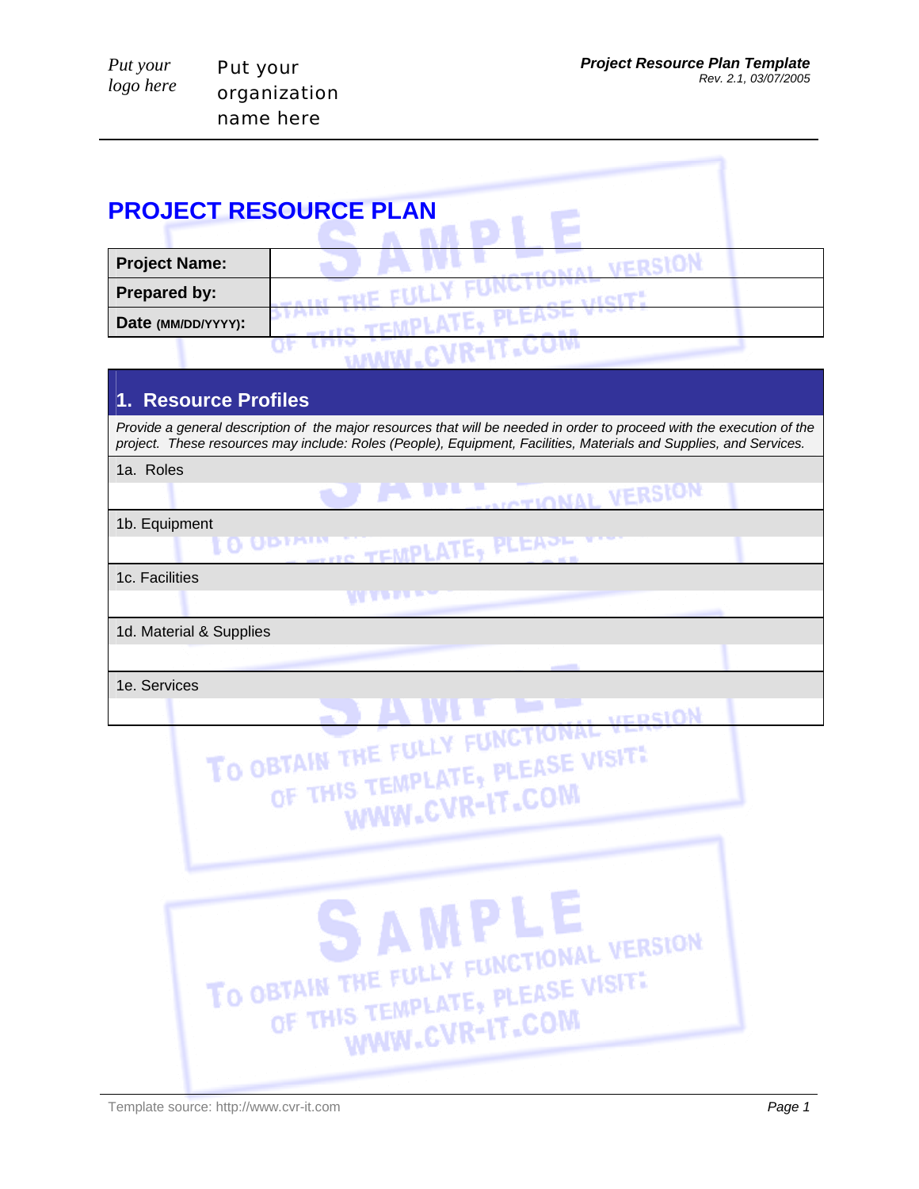Put your logo here

Put your organization name here

# PROJECT RESOURCE PLAN

| **Project Name:** | |
|---|---|
| **Prepared by:** | |
| **Date (MM/DD/YYYY):** | |

## 1. Resource Profiles

*Provide a general description of the major resources that will be needed in order to proceed with the execution of the project. These resources may include: Roles (People), Equipment, Facilities, Materials and Supplies, and Services.*

1a. Roles

1b. Equipment

1c. Facilities

1d. Material & Supplies

1e. Services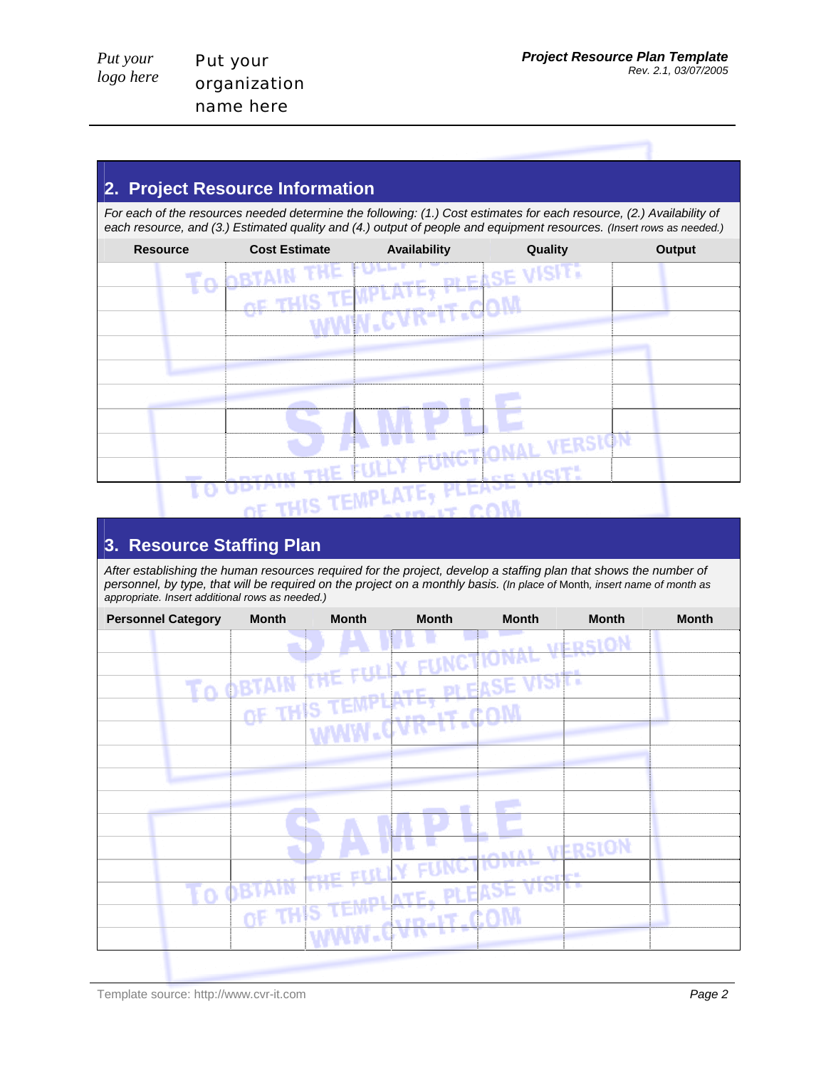Put your logo here

Put your organization name here

## 2. Project Resource Information

*For each of the resources needed determine the following: (1.) Cost estimates for each resource, (2.) Availability of each resource, and (3.) Estimated quality and (4.) output of people and equipment resources. (Insert rows as needed.)*

| Resource | Cost Estimate | Availability | Quality | Output |
|---|---|---|---|---|
| | | | | |
| | | | | |
| | | | | |
| | | | | |
| | | | | |
| | | | | |
| | | | | |
| | | | | |
| | | | | |

## 3. Resource Staffing Plan

*After establishing the human resources required for the project, develop a staffing plan that shows the number of personnel, by type, that will be required on the project on a monthly basis. (In place of* Month*, insert name of month as appropriate. Insert additional rows as needed.)*

| Personnel Category | Month | Month | Month | Month | Month | Month |
|---|---|---|---|---|---|---|
| | | | | | | |
| | | | | | | |
| | | | | | | |
| | | | | | | |
| | | | | | | |
| | | | | | | |
| | | | | | | |
| | | | | | | |
| | | | | | | |
| | | | | | | |
| | | | | | | |
| | | | | | | |
| | | | | | | |
| | | | | | | |

Template source: http://www.cvr-it.com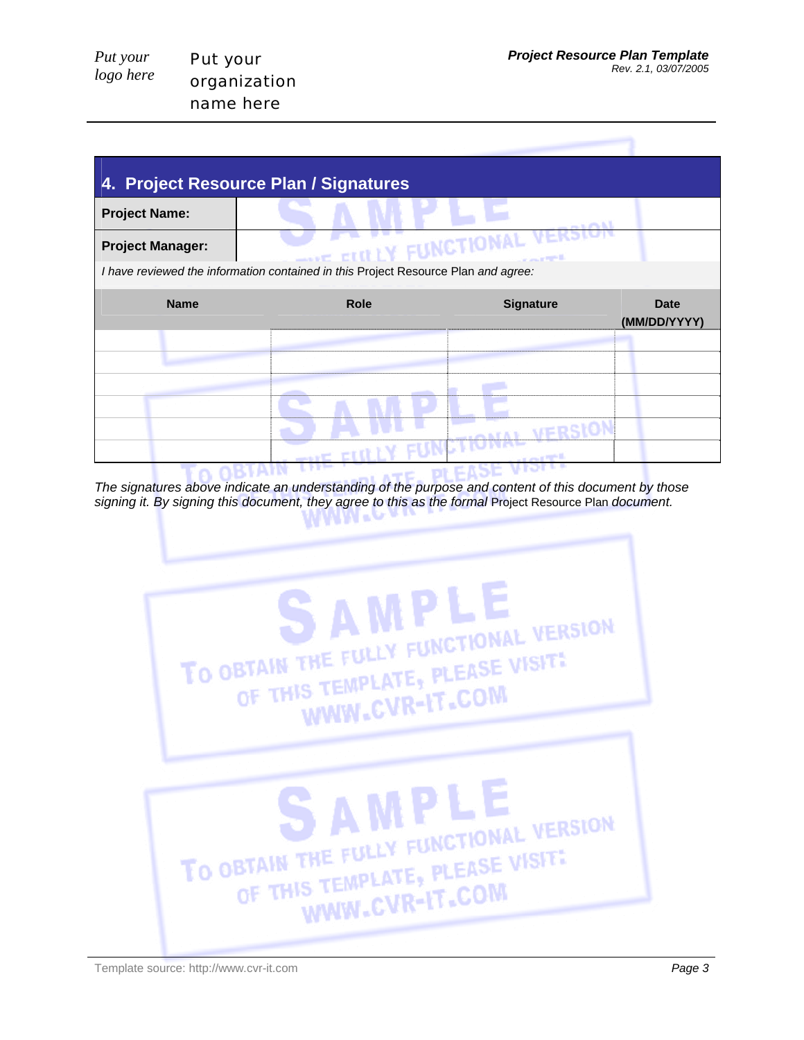## 4. Project Resource Plan / Signatures

| **Project Name:** | |
|---|---|
| **Project Manager:** | |

*I have reviewed the information contained in this* Project Resource Plan *and agree:*

| Name | Role | Signature | Date (MM/DD/YYYY) |
|---|---|---|---|
| | | | |
| | | | |
| | | | |
| | | | |
| | | | |
| | | | |

*The signatures above indicate an understanding of the purpose and content of this document by those signing it. By signing this document, they agree to this as the formal* Project Resource Plan *document.*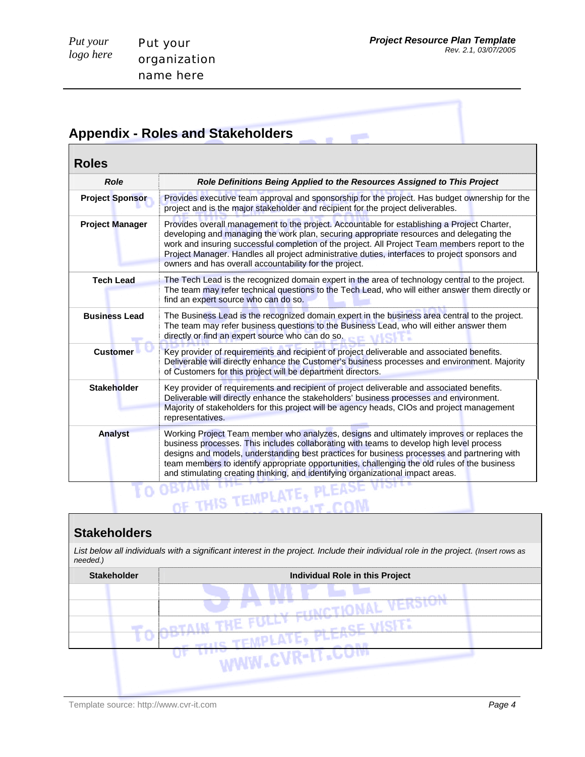## Appendix - Roles and Stakeholders

### Roles

| Role | Role Definitions Being Applied to the Resources Assigned to This Project |
|---|---|
| **Project Sponsor** | Provides executive team approval and sponsorship for the project. Has budget ownership for the project and is the major stakeholder and recipient for the project deliverables. |
| **Project Manager** | Provides overall management to the project. Accountable for establishing a Project Charter, developing and managing the work plan, securing appropriate resources and delegating the work and insuring successful completion of the project. All Project Team members report to the Project Manager. Handles all project administrative duties, interfaces to project sponsors and owners and has overall accountability for the project. |
| **Tech Lead** | The Tech Lead is the recognized domain expert in the area of technology central to the project. The team may refer technical questions to the Tech Lead, who will either answer them directly or find an expert source who can do so. |
| **Business Lead** | The Business Lead is the recognized domain expert in the business area central to the project. The team may refer business questions to the Business Lead, who will either answer them directly or find an expert source who can do so. |
| **Customer** | Key provider of requirements and recipient of project deliverable and associated benefits. Deliverable will directly enhance the Customer's business processes and environment. Majority of Customers for this project will be department directors. |
| **Stakeholder** | Key provider of requirements and recipient of project deliverable and associated benefits. Deliverable will directly enhance the stakeholders' business processes and environment. Majority of stakeholders for this project will be agency heads, CIOs and project management representatives. |
| **Analyst** | Working Project Team member who analyzes, designs and ultimately improves or replaces the business processes. This includes collaborating with teams to develop high level process designs and models, understanding best practices for business processes and partnering with team members to identify appropriate opportunities, challenging the old rules of the business and stimulating creating thinking, and identifying organizational impact areas. |

### Stakeholders

*List below all individuals with a significant interest in the project. Include their individual role in the project.* *(Insert rows as needed.)*

| Stakeholder | Individual Role in this Project |
|---|---|
| | |
| | |
| | |
| | |

Template source: http://www.cvr-it.com